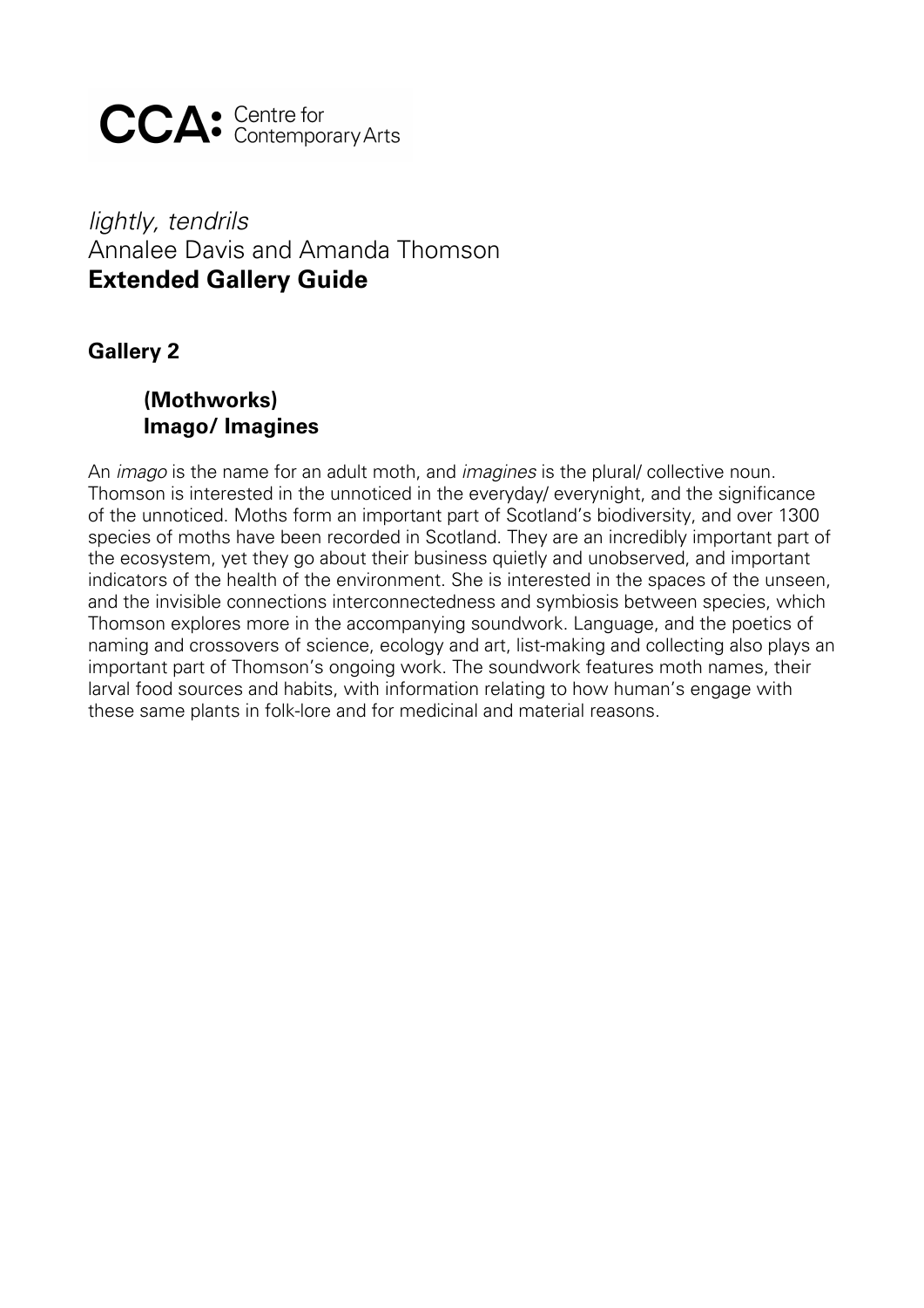CCA: Centre for Contemporary Arts

# *lightly, tendrils*

Annalee Davis and Amanda Thomson

**Extended Gallery Guide**

## Gallery 2

### (Mothworks)
### Imago/ Imagines

An *imago* is the name for an adult moth, and *imagines* is the plural/ collective noun. Thomson is interested in the unnoticed in the everyday/ everynight, and the significance of the unnoticed. Moths form an important part of Scotland's biodiversity, and over 1300 species of moths have been recorded in Scotland. They are an incredibly important part of the ecosystem, yet they go about their business quietly and unobserved, and important indicators of the health of the environment. She is interested in the spaces of the unseen, and the invisible connections interconnectedness and symbiosis between species, which Thomson explores more in the accompanying soundwork. Language, and the poetics of naming and crossovers of science, ecology and art, list-making and collecting also plays an important part of Thomson's ongoing work. The soundwork features moth names, their larval food sources and habits, with information relating to how human's engage with these same plants in folk-lore and for medicinal and material reasons.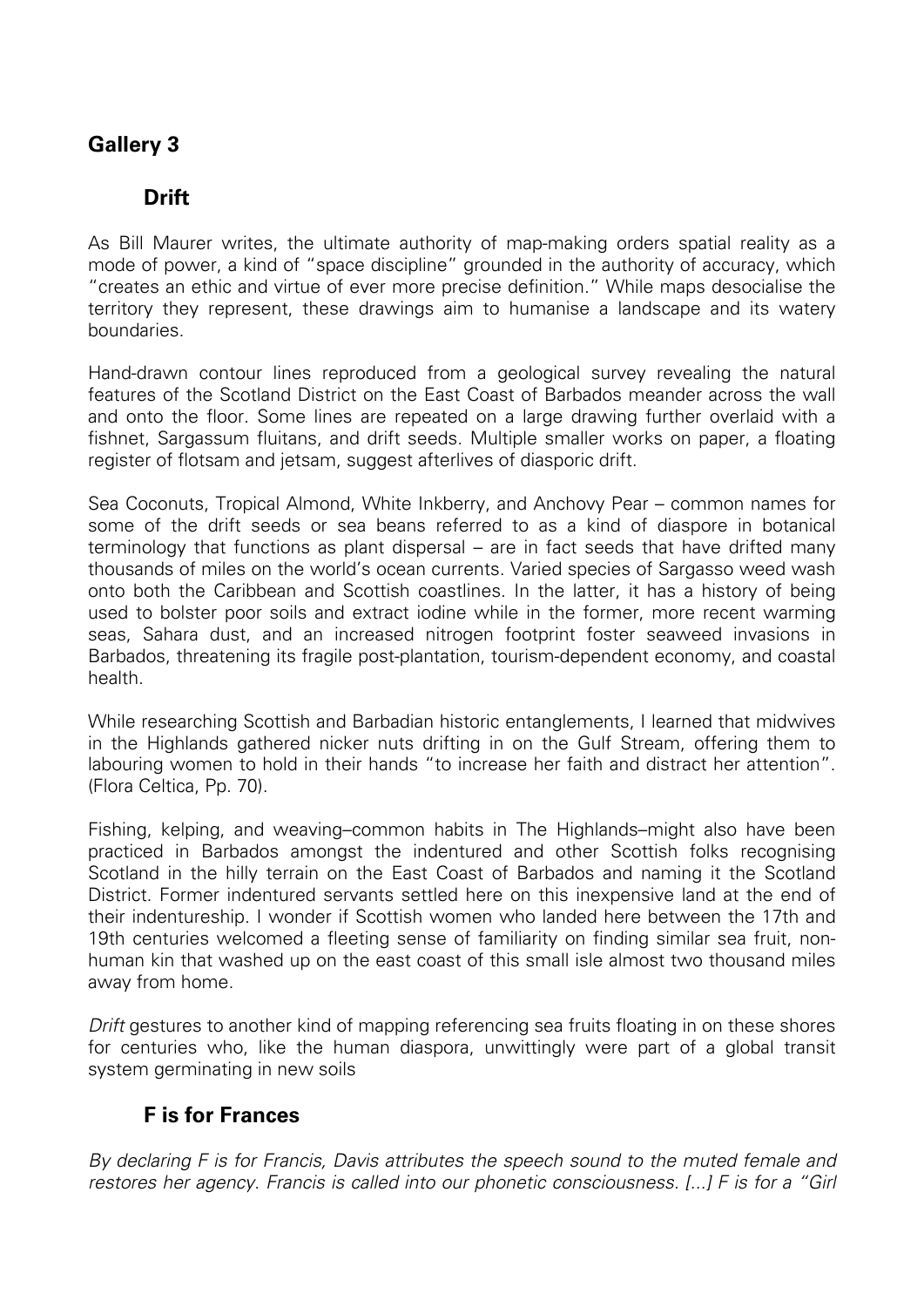## Gallery 3

### Drift

As Bill Maurer writes, the ultimate authority of map-making orders spatial reality as a mode of power, a kind of "space discipline" grounded in the authority of accuracy, which "creates an ethic and virtue of ever more precise definition." While maps desocialise the territory they represent, these drawings aim to humanise a landscape and its watery boundaries.

Hand-drawn contour lines reproduced from a geological survey revealing the natural features of the Scotland District on the East Coast of Barbados meander across the wall and onto the floor. Some lines are repeated on a large drawing further overlaid with a fishnet, Sargassum fluitans, and drift seeds. Multiple smaller works on paper, a floating register of flotsam and jetsam, suggest afterlives of diasporic drift.

Sea Coconuts, Tropical Almond, White Inkberry, and Anchovy Pear – common names for some of the drift seeds or sea beans referred to as a kind of diaspore in botanical terminology that functions as plant dispersal – are in fact seeds that have drifted many thousands of miles on the world's ocean currents. Varied species of Sargasso weed wash onto both the Caribbean and Scottish coastlines. In the latter, it has a history of being used to bolster poor soils and extract iodine while in the former, more recent warming seas, Sahara dust, and an increased nitrogen footprint foster seaweed invasions in Barbados, threatening its fragile post-plantation, tourism-dependent economy, and coastal health.

While researching Scottish and Barbadian historic entanglements, I learned that midwives in the Highlands gathered nicker nuts drifting in on the Gulf Stream, offering them to labouring women to hold in their hands "to increase her faith and distract her attention". (Flora Celtica, Pp. 70).

Fishing, kelping, and weaving–common habits in The Highlands–might also have been practiced in Barbados amongst the indentured and other Scottish folks recognising Scotland in the hilly terrain on the East Coast of Barbados and naming it the Scotland District. Former indentured servants settled here on this inexpensive land at the end of their indentureship. I wonder if Scottish women who landed here between the 17th and 19th centuries welcomed a fleeting sense of familiarity on finding similar sea fruit, non-human kin that washed up on the east coast of this small isle almost two thousand miles away from home.

*Drift* gestures to another kind of mapping referencing sea fruits floating in on these shores for centuries who, like the human diaspora, unwittingly were part of a global transit system germinating in new soils

### F is for Frances

*By declaring F is for Francis, Davis attributes the speech sound to the muted female and restores her agency. Francis is called into our phonetic consciousness. [...] F is for a "Girl*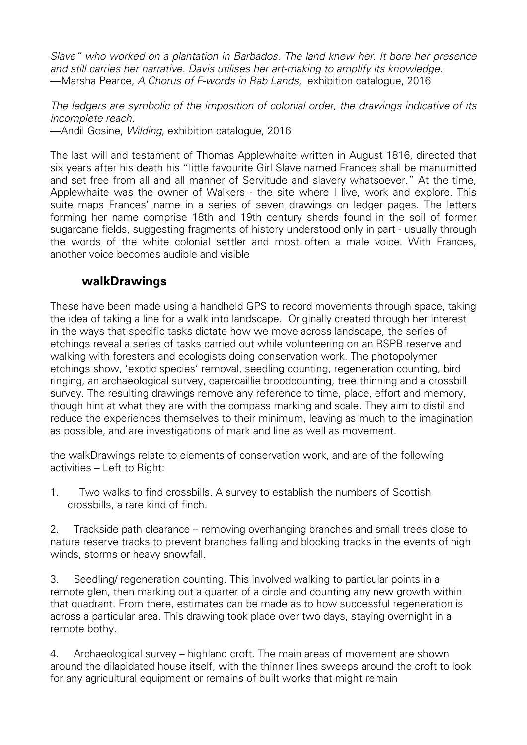*Slave" who worked on a plantation in Barbados. The land knew her. It bore her presence and still carries her narrative. Davis utilises her art-making to amplify its knowledge.*
—Marsha Pearce, *A Chorus of F-words in Rab Lands*, exhibition catalogue, 2016

*The ledgers are symbolic of the imposition of colonial order, the drawings indicative of its incomplete reach*.
—Andil Gosine, *Wilding*, exhibition catalogue, 2016

The last will and testament of Thomas Applewhaite written in August 1816, directed that six years after his death his "little favourite Girl Slave named Frances shall be manumitted and set free from all and all manner of Servitude and slavery whatsoever." At the time, Applewhaite was the owner of Walkers - the site where I live, work and explore. This suite maps Frances' name in a series of seven drawings on ledger pages. The letters forming her name comprise 18th and 19th century sherds found in the soil of former sugarcane fields, suggesting fragments of history understood only in part - usually through the words of the white colonial settler and most often a male voice. With Frances, another voice becomes audible and visible

## walkDrawings

These have been made using a handheld GPS to record movements through space, taking the idea of taking a line for a walk into landscape. Originally created through her interest in the ways that specific tasks dictate how we move across landscape, the series of etchings reveal a series of tasks carried out while volunteering on an RSPB reserve and walking with foresters and ecologists doing conservation work. The photopolymer etchings show, 'exotic species' removal, seedling counting, regeneration counting, bird ringing, an archaeological survey, capercaillie broodcounting, tree thinning and a crossbill survey. The resulting drawings remove any reference to time, place, effort and memory, though hint at what they are with the compass marking and scale. They aim to distil and reduce the experiences themselves to their minimum, leaving as much to the imagination as possible, and are investigations of mark and line as well as movement.

the walkDrawings relate to elements of conservation work, and are of the following activities – Left to Right:

1. Two walks to find crossbills. A survey to establish the numbers of Scottish crossbills, a rare kind of finch.

2. Trackside path clearance – removing overhanging branches and small trees close to nature reserve tracks to prevent branches falling and blocking tracks in the events of high winds, storms or heavy snowfall.

3. Seedling/ regeneration counting. This involved walking to particular points in a remote glen, then marking out a quarter of a circle and counting any new growth within that quadrant. From there, estimates can be made as to how successful regeneration is across a particular area. This drawing took place over two days, staying overnight in a remote bothy.

4. Archaeological survey – highland croft. The main areas of movement are shown around the dilapidated house itself, with the thinner lines sweeps around the croft to look for any agricultural equipment or remains of built works that might remain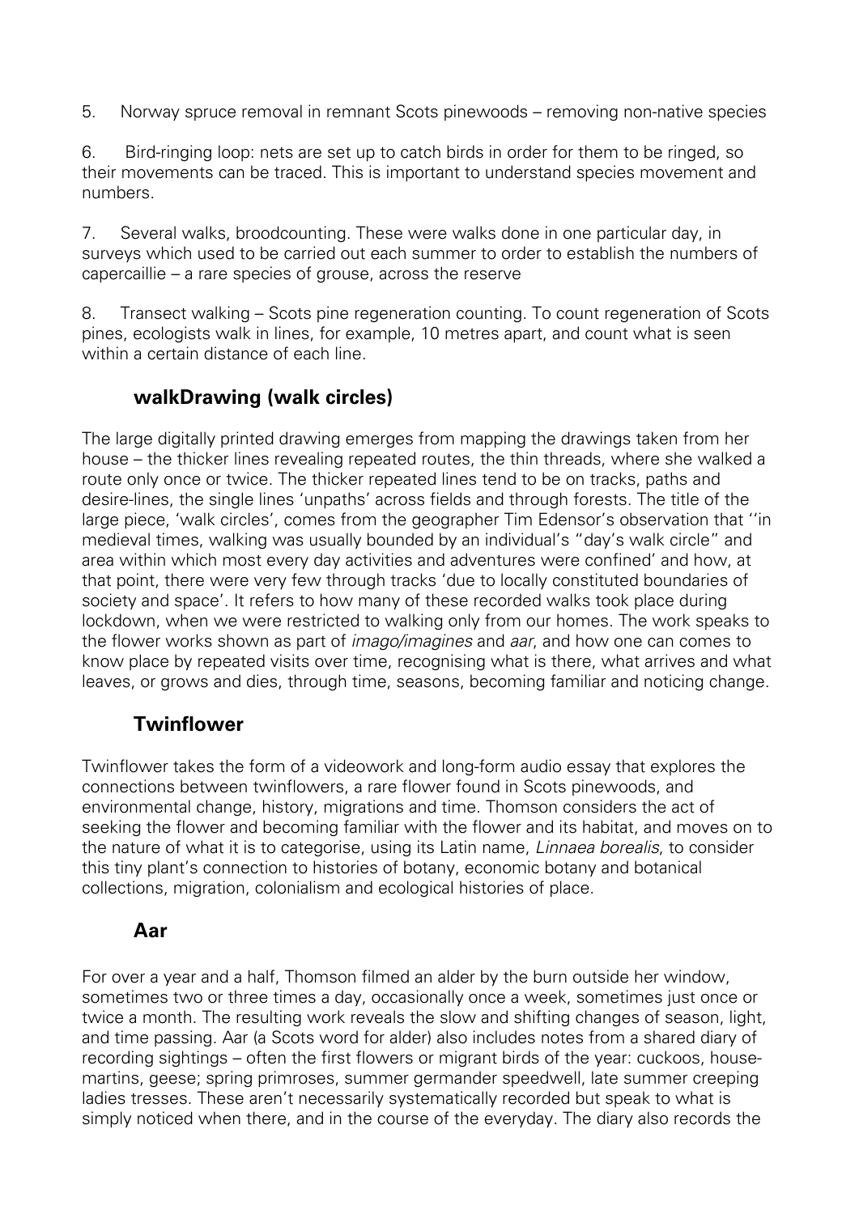5. Norway spruce removal in remnant Scots pinewoods – removing non-native species

6. Bird-ringing loop: nets are set up to catch birds in order for them to be ringed, so their movements can be traced. This is important to understand species movement and numbers.

7. Several walks, broodcounting. These were walks done in one particular day, in surveys which used to be carried out each summer to order to establish the numbers of capercaillie – a rare species of grouse, across the reserve

8. Transect walking – Scots pine regeneration counting. To count regeneration of Scots pines, ecologists walk in lines, for example, 10 metres apart, and count what is seen within a certain distance of each line.

### walkDrawing (walk circles)

The large digitally printed drawing emerges from mapping the drawings taken from her house – the thicker lines revealing repeated routes, the thin threads, where she walked a route only once or twice. The thicker repeated lines tend to be on tracks, paths and desire-lines, the single lines 'unpaths' across fields and through forests. The title of the large piece, 'walk circles', comes from the geographer Tim Edensor's observation that ''in medieval times, walking was usually bounded by an individual's "day's walk circle" and area within which most every day activities and adventures were confined' and how, at that point, there were very few through tracks 'due to locally constituted boundaries of society and space'. It refers to how many of these recorded walks took place during lockdown, when we were restricted to walking only from our homes. The work speaks to the flower works shown as part of *imago/imagines* and *aar*, and how one can comes to know place by repeated visits over time, recognising what is there, what arrives and what leaves, or grows and dies, through time, seasons, becoming familiar and noticing change.

### Twinflower

Twinflower takes the form of a videowork and long-form audio essay that explores the connections between twinflowers, a rare flower found in Scots pinewoods, and environmental change, history, migrations and time. Thomson considers the act of seeking the flower and becoming familiar with the flower and its habitat, and moves on to the nature of what it is to categorise, using its Latin name, *Linnaea borealis*, to consider this tiny plant's connection to histories of botany, economic botany and botanical collections, migration, colonialism and ecological histories of place.

### Aar

For over a year and a half, Thomson filmed an alder by the burn outside her window, sometimes two or three times a day, occasionally once a week, sometimes just once or twice a month. The resulting work reveals the slow and shifting changes of season, light, and time passing. Aar (a Scots word for alder) also includes notes from a shared diary of recording sightings – often the first flowers or migrant birds of the year: cuckoos, house-martins, geese; spring primroses, summer germander speedwell, late summer creeping ladies tresses. These aren't necessarily systematically recorded but speak to what is simply noticed when there, and in the course of the everyday. The diary also records the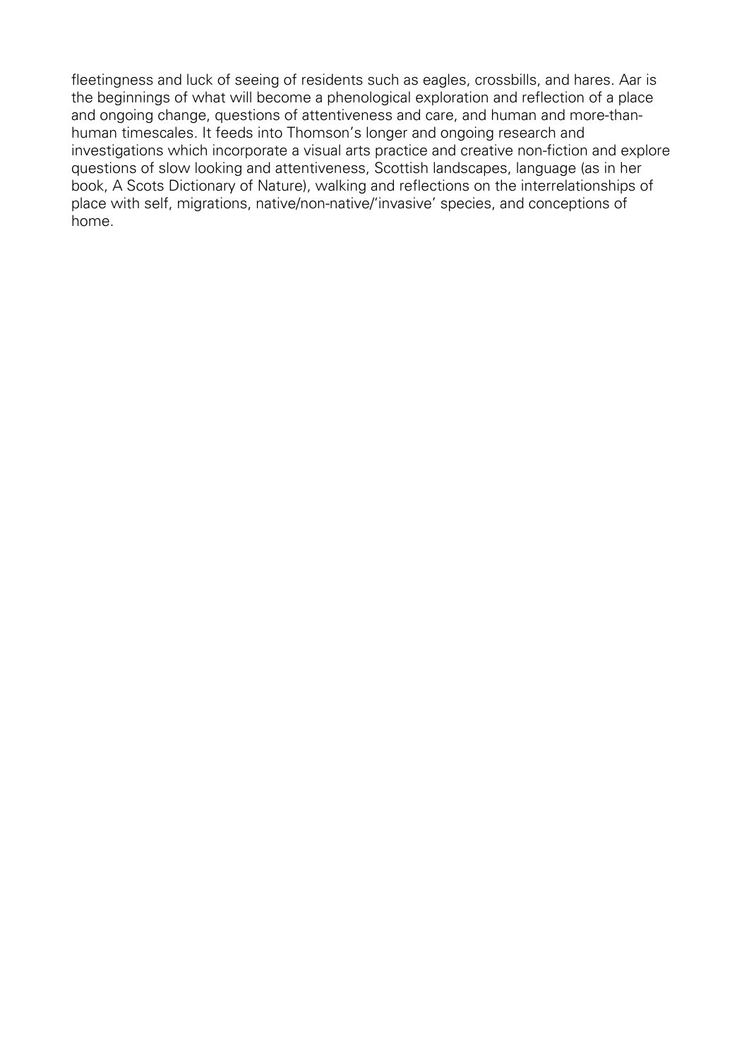fleetingness and luck of seeing of residents such as eagles, crossbills, and hares. Aar is the beginnings of what will become a phenological exploration and reflection of a place and ongoing change, questions of attentiveness and care, and human and more-than-human timescales. It feeds into Thomson's longer and ongoing research and investigations which incorporate a visual arts practice and creative non-fiction and explore questions of slow looking and attentiveness, Scottish landscapes, language (as in her book, A Scots Dictionary of Nature), walking and reflections on the interrelationships of place with self, migrations, native/non-native/'invasive' species, and conceptions of home.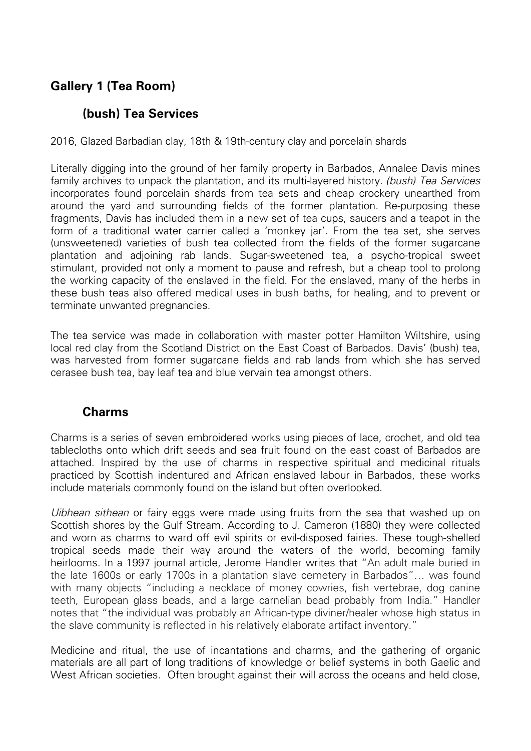## Gallery 1 (Tea Room)

### (bush) Tea Services

2016, Glazed Barbadian clay, 18th & 19th-century clay and porcelain shards

Literally digging into the ground of her family property in Barbados, Annalee Davis mines family archives to unpack the plantation, and its multi-layered history. *(bush) Tea Services* incorporates found porcelain shards from tea sets and cheap crockery unearthed from around the yard and surrounding fields of the former plantation. Re-purposing these fragments, Davis has included them in a new set of tea cups, saucers and a teapot in the form of a traditional water carrier called a 'monkey jar'. From the tea set, she serves (unsweetened) varieties of bush tea collected from the fields of the former sugarcane plantation and adjoining rab lands. Sugar-sweetened tea, a psycho-tropical sweet stimulant, provided not only a moment to pause and refresh, but a cheap tool to prolong the working capacity of the enslaved in the field. For the enslaved, many of the herbs in these bush teas also offered medical uses in bush baths, for healing, and to prevent or terminate unwanted pregnancies.

The tea service was made in collaboration with master potter Hamilton Wiltshire, using local red clay from the Scotland District on the East Coast of Barbados. Davis' (bush) tea, was harvested from former sugarcane fields and rab lands from which she has served cerasee bush tea, bay leaf tea and blue vervain tea amongst others.

### Charms

Charms is a series of seven embroidered works using pieces of lace, crochet, and old tea tablecloths onto which drift seeds and sea fruit found on the east coast of Barbados are attached. Inspired by the use of charms in respective spiritual and medicinal rituals practiced by Scottish indentured and African enslaved labour in Barbados, these works include materials commonly found on the island but often overlooked.

*Uibhean sithean* or fairy eggs were made using fruits from the sea that washed up on Scottish shores by the Gulf Stream. According to J. Cameron (1880) they were collected and worn as charms to ward off evil spirits or evil-disposed fairies. These tough-shelled tropical seeds made their way around the waters of the world, becoming family heirlooms. In a 1997 journal article, Jerome Handler writes that "An adult male buried in the late 1600s or early 1700s in a plantation slave cemetery in Barbados"… was found with many objects "including a necklace of money cowries, fish vertebrae, dog canine teeth, European glass beads, and a large carnelian bead probably from India." Handler notes that "the individual was probably an African-type diviner/healer whose high status in the slave community is reflected in his relatively elaborate artifact inventory."

Medicine and ritual, the use of incantations and charms, and the gathering of organic materials are all part of long traditions of knowledge or belief systems in both Gaelic and West African societies. Often brought against their will across the oceans and held close,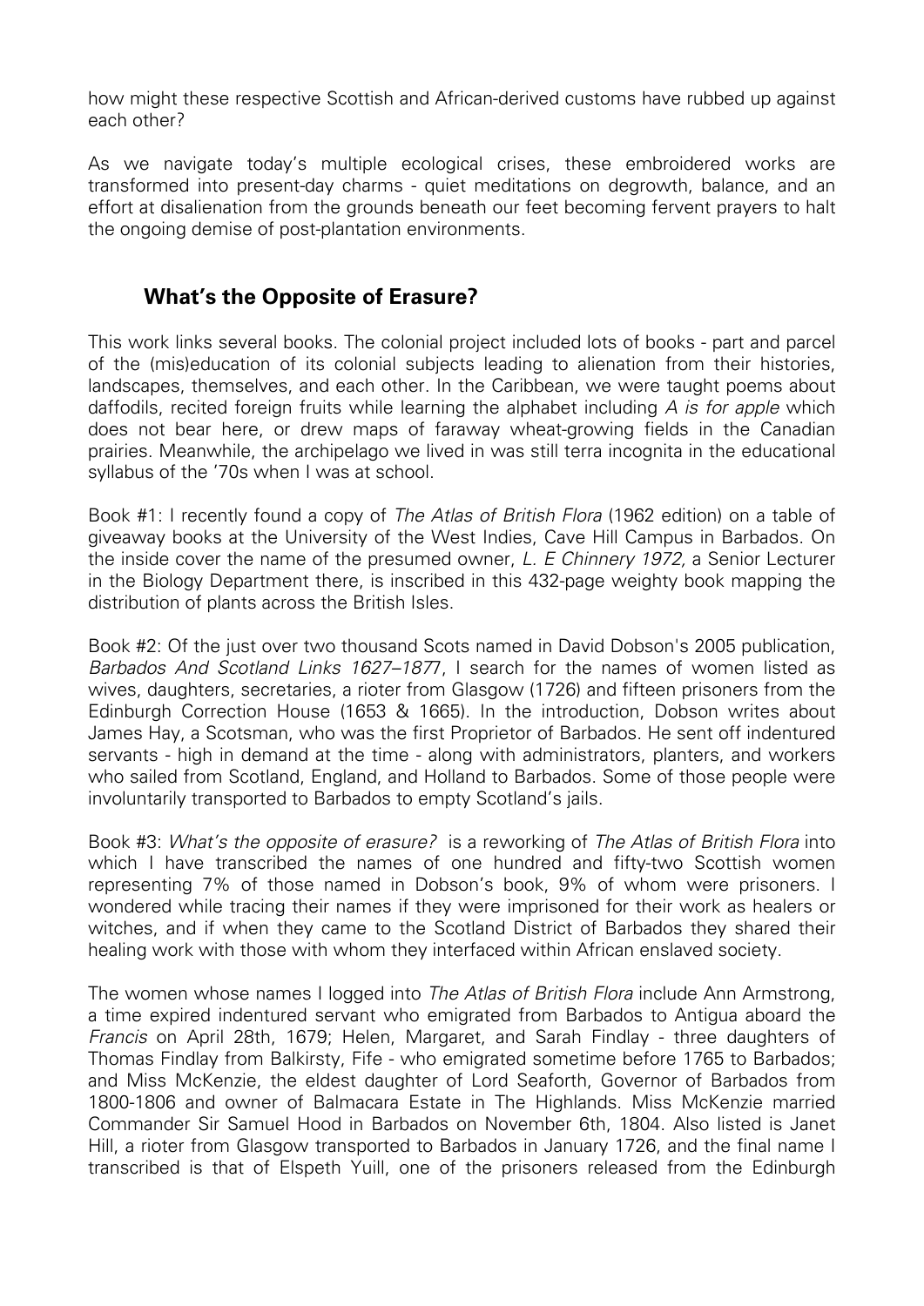how might these respective Scottish and African-derived customs have rubbed up against each other?

As we navigate today's multiple ecological crises, these embroidered works are transformed into present-day charms - quiet meditations on degrowth, balance, and an effort at disalienation from the grounds beneath our feet becoming fervent prayers to halt the ongoing demise of post-plantation environments.

## What's the Opposite of Erasure?

This work links several books. The colonial project included lots of books - part and parcel of the (mis)education of its colonial subjects leading to alienation from their histories, landscapes, themselves, and each other. In the Caribbean, we were taught poems about daffodils, recited foreign fruits while learning the alphabet including *A is for apple* which does not bear here, or drew maps of faraway wheat-growing fields in the Canadian prairies. Meanwhile, the archipelago we lived in was still terra incognita in the educational syllabus of the '70s when I was at school.

Book #1: I recently found a copy of *The Atlas of British Flora* (1962 edition) on a table of giveaway books at the University of the West Indies, Cave Hill Campus in Barbados. On the inside cover the name of the presumed owner, *L. E Chinnery 1972,* a Senior Lecturer in the Biology Department there, is inscribed in this 432-page weighty book mapping the distribution of plants across the British Isles.

Book #2: Of the just over two thousand Scots named in David Dobson's 2005 publication, *Barbados And Scotland Links 1627–1877*, I search for the names of women listed as wives, daughters, secretaries, a rioter from Glasgow (1726) and fifteen prisoners from the Edinburgh Correction House (1653 & 1665). In the introduction, Dobson writes about James Hay, a Scotsman, who was the first Proprietor of Barbados. He sent off indentured servants - high in demand at the time - along with administrators, planters, and workers who sailed from Scotland, England, and Holland to Barbados. Some of those people were involuntarily transported to Barbados to empty Scotland's jails.

Book #3: *What's the opposite of erasure?* is a reworking of *The Atlas of British Flora* into which I have transcribed the names of one hundred and fifty-two Scottish women representing 7% of those named in Dobson's book, 9% of whom were prisoners. I wondered while tracing their names if they were imprisoned for their work as healers or witches, and if when they came to the Scotland District of Barbados they shared their healing work with those with whom they interfaced within African enslaved society.

The women whose names I logged into *The Atlas of British Flora* include Ann Armstrong, a time expired indentured servant who emigrated from Barbados to Antigua aboard the *Francis* on April 28th, 1679; Helen, Margaret, and Sarah Findlay - three daughters of Thomas Findlay from Balkirsty, Fife - who emigrated sometime before 1765 to Barbados; and Miss McKenzie, the eldest daughter of Lord Seaforth, Governor of Barbados from 1800-1806 and owner of Balmacara Estate in The Highlands. Miss McKenzie married Commander Sir Samuel Hood in Barbados on November 6th, 1804. Also listed is Janet Hill, a rioter from Glasgow transported to Barbados in January 1726, and the final name I transcribed is that of Elspeth Yuill, one of the prisoners released from the Edinburgh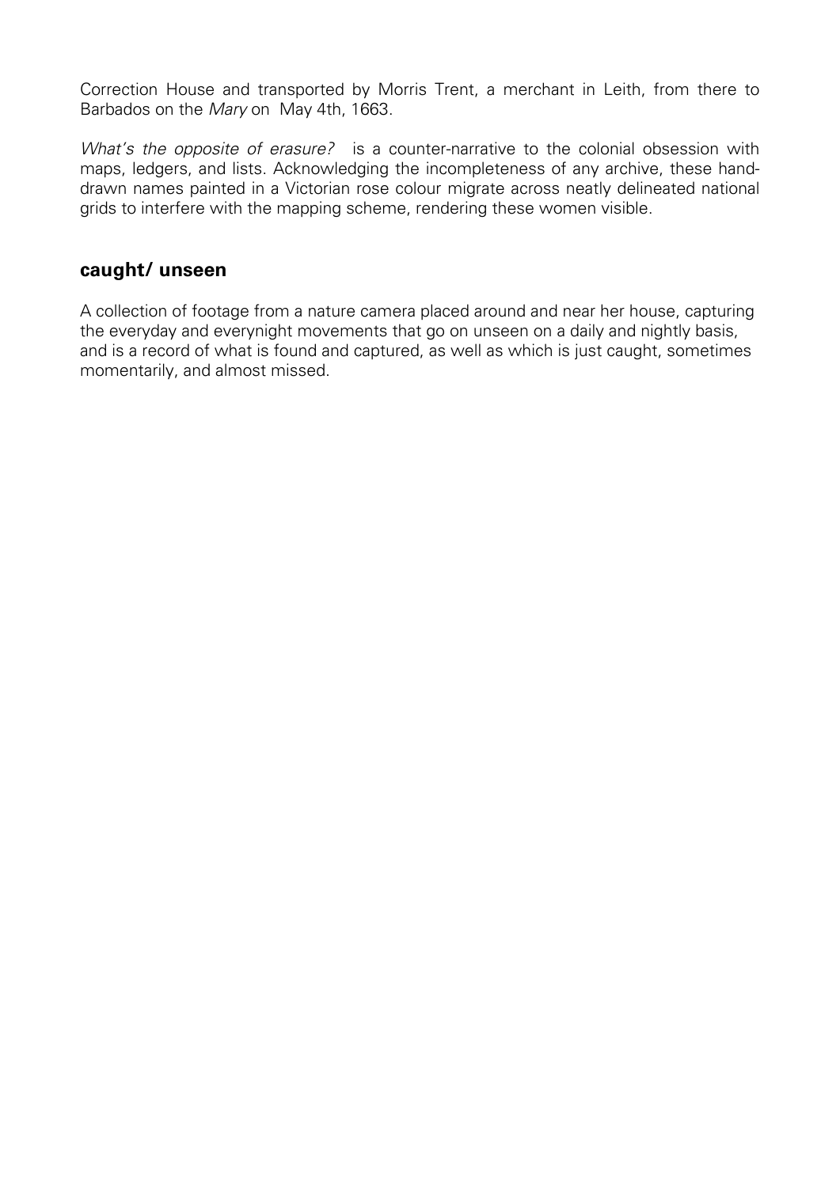Correction House and transported by Morris Trent, a merchant in Leith, from there to Barbados on the *Mary* on May 4th, 1663.

*What's the opposite of erasure?* is a counter-narrative to the colonial obsession with maps, ledgers, and lists. Acknowledging the incompleteness of any archive, these hand-drawn names painted in a Victorian rose colour migrate across neatly delineated national grids to interfere with the mapping scheme, rendering these women visible.

## caught/ unseen

A collection of footage from a nature camera placed around and near her house, capturing the everyday and everynight movements that go on unseen on a daily and nightly basis, and is a record of what is found and captured, as well as which is just caught, sometimes momentarily, and almost missed.